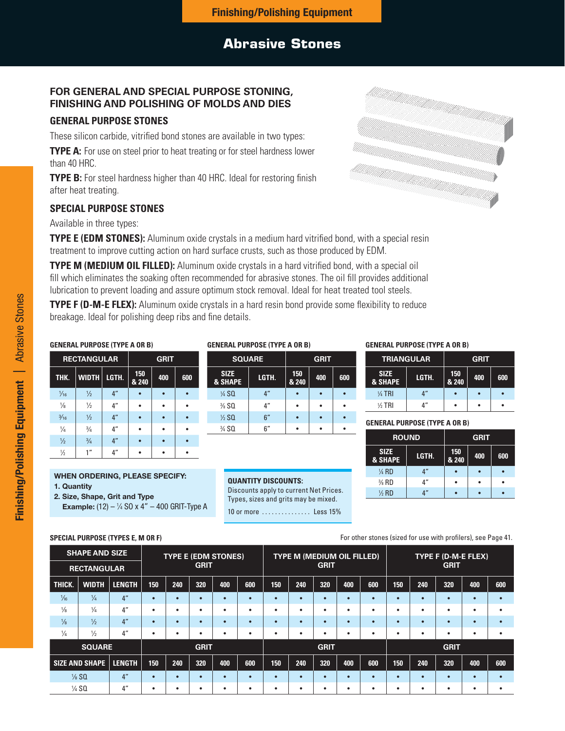# Finishing/Polishing Equipment

## Abrasive Stones

### FOR GENERAL AND SPECIAL PURPOSE STONING, FINISHING AND POLISHING OF MOLDS AND DIES

### GENERAL PURPOSE STONES

These silicon carbide, vitrified bond stones are available in two types:

**TYPE A:** For use on steel prior to heat treating or for steel hardness lower than 40 HRC.

**TYPE B:** For steel hardness higher than 40 HRC. Ideal for restoring finish after heat treating.

### SPECIAL PURPOSE STONES

Available in three types:

**TYPE E (EDM STONES):** Aluminum oxide crystals in a medium hard vitrified bond, with a special resin treatment to improve cutting action on hard surface crusts, such as those produced by EDM.

**TYPE M (MEDIUM OIL FILLED):** Aluminum oxide crystals in a hard vitrified bond, with a special oil fill which eliminates the soaking often recommended for abrasive stones. The oil fill provides additional lubrication to prevent loading and assure optimum stock removal. Ideal for heat treated tool steels.

**TYPE F (D-M-E FLEX):** Aluminum oxide crystals in a hard resin bond provide some flexibility to reduce breakage. Ideal for polishing deep ribs and fine details.

**GENERAL PURPOSE (TYPE A OR B)**

| RECTANGULAR | | | GRIT | | |
|---|---|---|---|---|---|
| THK. | WIDTH | LGTH. | 150 & 240 | 400 | 600 |
| 1⁄16 | ½ | 4″ | • | • | • |
| ⅛ | ½ | 4″ | • | • | • |
| 3⁄16 | ½ | 4″ | • | • | • |
| ¼ | ¾ | 4″ | • | • | • |
| ½ | ¾ | 4″ | • | • | • |
| ½ | 1″ | 4″ | • | • | • |

**GENERAL PURPOSE (TYPE A OR B)**

| SQUARE | | GRIT | | |
|---|---|---|---|---|
| SIZE & SHAPE | LGTH. | 150 & 240 | 400 | 600 |
| ¼ SQ | 4″ | • | • | • |
| ⅜ SQ | 4″ | • | • | • |
| ½ SQ | 6″ | • | • | • |
| ¾ SQ | 6″ | • | • | • |

**GENERAL PURPOSE (TYPE A OR B)**

| TRIANGULAR | | GRIT | | |
|---|---|---|---|---|
| SIZE & SHAPE | LGTH. | 150 & 240 | 400 | 600 |
| ¼ TRI | 4″ | • | • | • |
| ½ TRI | 4″ | • | • | • |

**GENERAL PURPOSE (TYPE A OR B)**

| ROUND | | GRIT | | |
|---|---|---|---|---|
| SIZE & SHAPE | LGTH. | 150 & 240 | 400 | 600 |
| ¼ RD | 4″ | • | • | • |
| ⅜ RD | 4″ | • | • | • |
| ½ RD | 4″ | • | • | • |

**WHEN ORDERING, PLEASE SPECIFY:**
1. Quantity
2. Size, Shape, Grit and Type
   **Example:** (12) – ¼ SQ x 4″ – 400 GRIT-Type A

**QUANTITY DISCOUNTS:**
Discounts apply to current Net Prices. Types, sizes and grits may be mixed.
10 or more ............... Less 15%

**SPECIAL PURPOSE (TYPES E, M OR F)**

For other stones (sized for use with profilers), see Page 41.

| SHAPE AND SIZE | | | TYPE E (EDM STONES) GRIT | | | | | TYPE M (MEDIUM OIL FILLED) GRIT | | | | | TYPE F (D-M-E FLEX) GRIT | | | | |
|---|---|---|---|---|---|---|---|---|---|---|---|---|---|---|---|---|---|
| RECTANGULAR | | | | | | | | | | | | | | | | | |
| THICK. | WIDTH | LENGTH | 150 | 240 | 320 | 400 | 600 | 150 | 240 | 320 | 400 | 600 | 150 | 240 | 320 | 400 | 600 |
| 1⁄16 | ¼ | 4″ | • | • | • | • | • | • | • | • | • | • | • | • | • | • | • |
| ⅛ | ¼ | 4″ | • | • | • | • | • | • | • | • | • | • | • | • | • | • | • |
| ⅛ | ½ | 4″ | • | • | • | • | • | • | • | • | • | • | • | • | • | • | • |
| ¼ | ½ | 4″ | • | • | • | • | • | • | • | • | • | • | • | • | • | • | • |
| SQUARE | | | GRIT | | | | | GRIT | | | | | GRIT | | | | |
| SIZE AND SHAPE | | LENGTH | 150 | 240 | 320 | 400 | 600 | 150 | 240 | 320 | 400 | 600 | 150 | 240 | 320 | 400 | 600 |
| ⅛ SQ | | 4″ | • | • | • | • | • | • | • | • | • | • | • | • | • | • | • |
| ¼ SQ | | 4″ | • | • | • | • | • | • | • | • | • | • | • | • | • | • | • |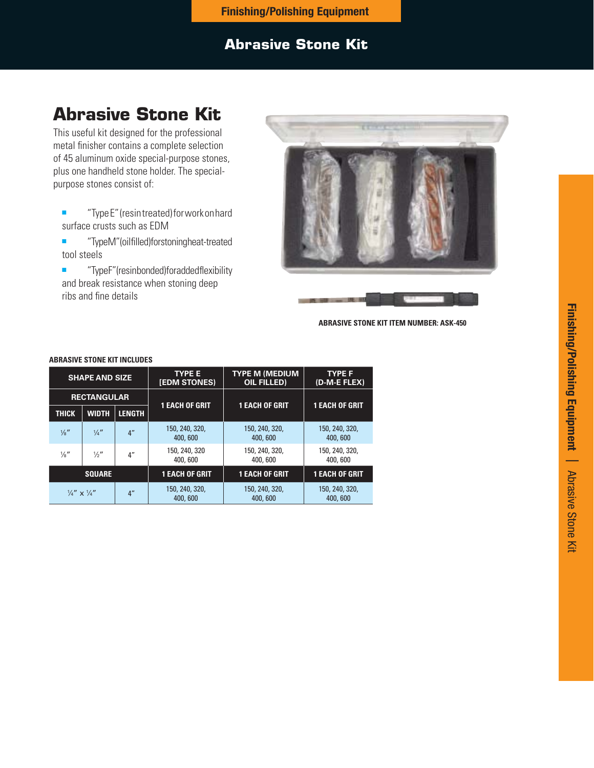# Abrasive Stone Kit

This useful kit designed for the professional metal finisher contains a complete selection of 45 aluminum oxide special-purpose stones, plus one handheld stone holder. The special-purpose stones consist of:

- "Type E" (resin treated) for work on hard surface crusts such as EDM
- "Type M" (oil filled) for stoning heat-treated tool steels
- "Type F" (resin bonded) for added flexibility and break resistance when stoning deep ribs and fine details

ABRASIVE STONE KIT ITEM NUMBER: ASK-450

**ABRASIVE STONE KIT INCLUDES**

| SHAPE AND SIZE | | | TYPE E [EDM STONES] | TYPE M (MEDIUM OIL FILLED) | TYPE F (D-M-E FLEX) |
|---|---|---|---|---|---|
| RECTANGULAR | | | 1 EACH OF GRIT | 1 EACH OF GRIT | 1 EACH OF GRIT |
| THICK | WIDTH | LENGTH | | | |
| ⅛″ | ¼″ | 4″ | 150, 240, 320, 400, 600 | 150, 240, 320, 400, 600 | 150, 240, 320, 400, 600 |
| ⅛″ | ½″ | 4″ | 150, 240, 320 400, 600 | 150, 240, 320, 400, 600 | 150, 240, 320, 400, 600 |
| SQUARE | | | 1 EACH OF GRIT | 1 EACH OF GRIT | 1 EACH OF GRIT |
| ¼″ x ¼″ | | 4″ | 150, 240, 320, 400, 600 | 150, 240, 320, 400, 600 | 150, 240, 320, 400, 600 |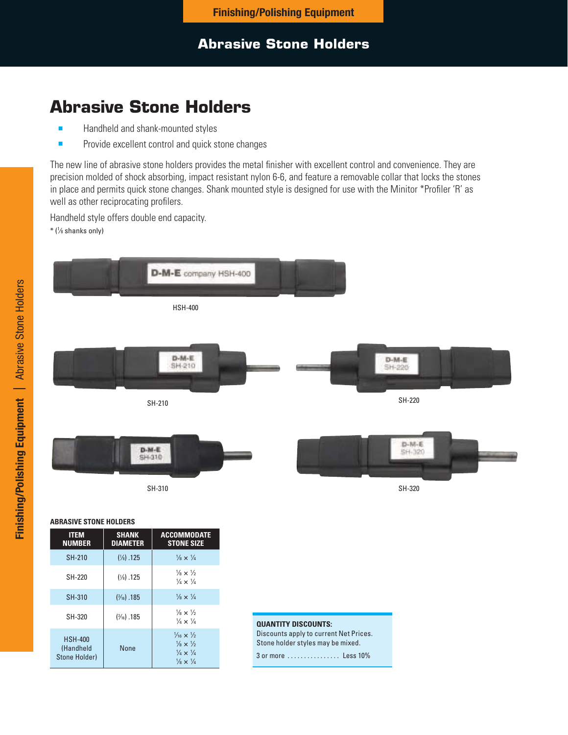## Abrasive Stone Holders

- Handheld and shank-mounted styles
- Provide excellent control and quick stone changes

The new line of abrasive stone holders provides the metal finisher with excellent control and convenience. They are precision molded of shock absorbing, impact resistant nylon 6-6, and feature a removable collar that locks the stones in place and permits quick stone changes. Shank mounted style is designed for use with the Minitor *Profiler 'R' as well as other reciprocating profilers.

Handheld style offers double end capacity.

* (⅛ shanks only)

HSH-400

SH-210

SH-220

SH-310

SH-320

**ABRASIVE STONE HOLDERS**

| ITEM NUMBER | SHANK DIAMETER | ACCOMMODATE STONE SIZE |
|---|---|---|
| SH-210 | (⅛) .125 | ⅛ × ¼ |
| SH-220 | (⅛) .125 | ⅛ × ½<br>¼ × ¼ |
| SH-310 | (³⁄₁₆) .185 | ⅛ × ¼ |
| SH-320 | (³⁄₁₆) .185 | ⅛ × ½<br>¼ × ¼ |
| HSH-400 (Handheld Stone Holder) | None | ¹⁄₁₆ × ½<br>⅛ × ½<br>¼ × ¼<br>⅛ × ¼ |

**QUANTITY DISCOUNTS:**
Discounts apply to current Net Prices.
Stone holder styles may be mixed.

3 or more ................ Less 10%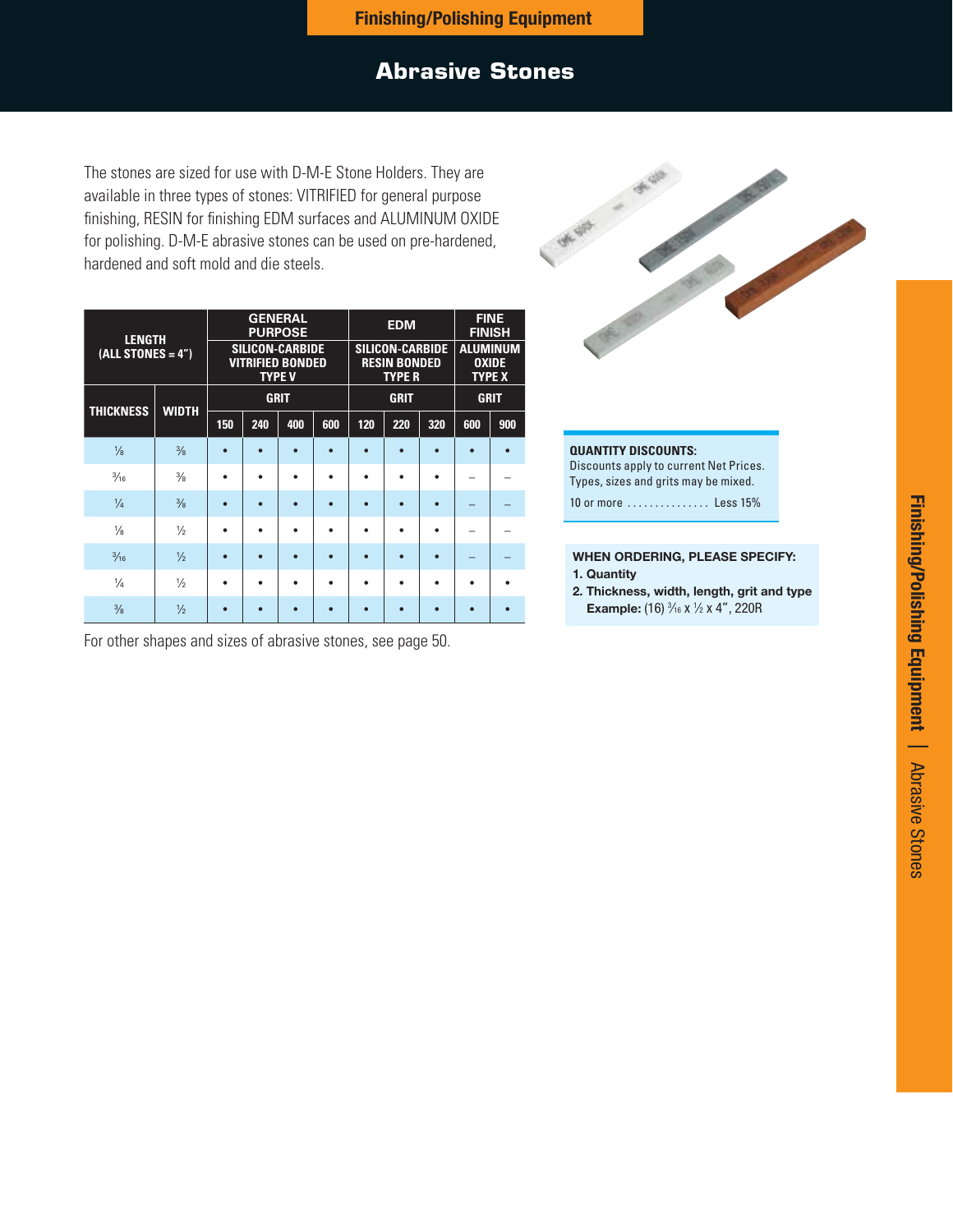# Abrasive Stones

The stones are sized for use with D-M-E Stone Holders. They are available in three types of stones: VITRIFIED for general purpose finishing, RESIN for finishing EDM surfaces and ALUMINUM OXIDE for polishing. D-M-E abrasive stones can be used on pre-hardened, hardened and soft mold and die steels.

| LENGTH (ALL STONES = 4") | | GENERAL PURPOSE SILICON-CARBIDE VITRIFIED BONDED TYPE V | | | | EDM SILICON-CARBIDE RESIN BONDED TYPE R | | | FINE FINISH ALUMINUM OXIDE TYPE X | |
|---|---|---|---|---|---|---|---|---|---|---|
| THICKNESS | WIDTH | GRIT | | | | GRIT | | | GRIT | |
| | | 150 | 240 | 400 | 600 | 120 | 220 | 320 | 600 | 900 |
| ⅛ | ⅜ | • | • | • | • | • | • | • | • | • |
| ³⁄₁₆ | ⅜ | • | • | • | • | • | • | • | – | – |
| ¼ | ⅜ | • | • | • | • | • | • | • | – | – |
| ⅛ | ½ | • | • | • | • | • | • | • | – | – |
| ³⁄₁₆ | ½ | • | • | • | • | • | • | • | – | – |
| ¼ | ½ | • | • | • | • | • | • | • | • | • |
| ⅜ | ½ | • | • | • | • | • | • | • | • | • |

For other shapes and sizes of abrasive stones, see page 50.

**QUANTITY DISCOUNTS:**
Discounts apply to current Net Prices. Types, sizes and grits may be mixed.

10 or more ............... Less 15%

**WHEN ORDERING, PLEASE SPECIFY:**

1. **Quantity**
2. **Thickness, width, length, grit and type**
   **Example:** (16) ³⁄₁₆ x ½ x 4", 220R